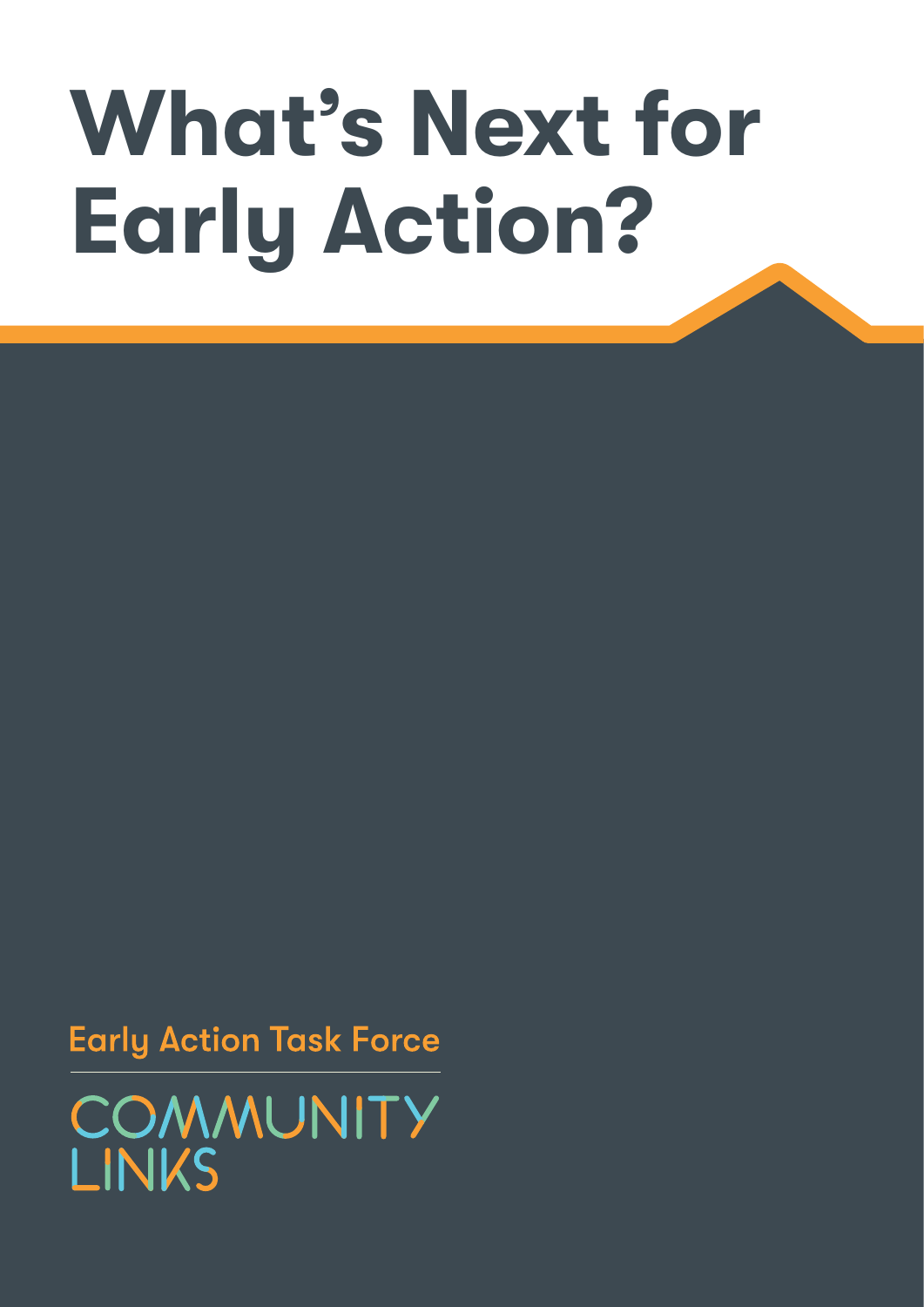# What's Next for Early Action?

Early Action Task Force

COMMUNITY LINKS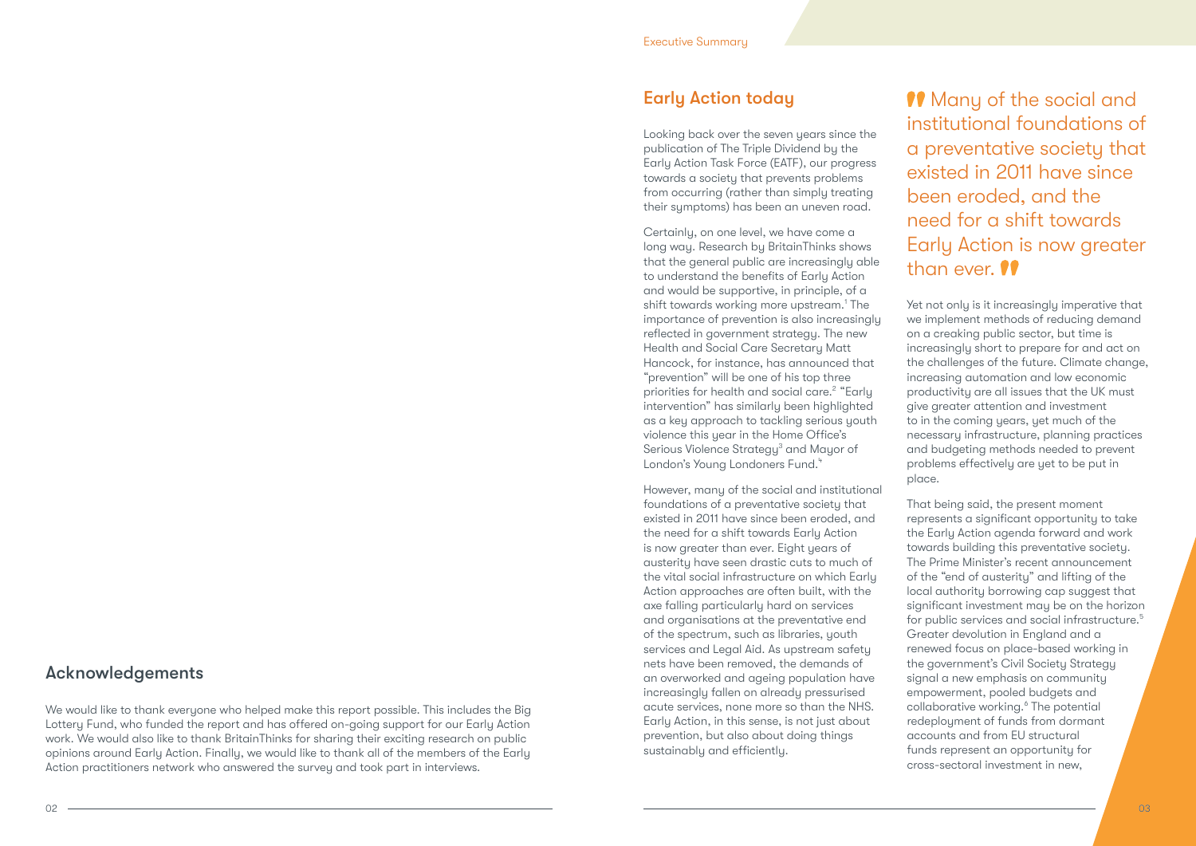## Acknowledgements

We would like to thank everyone who helped make this report possible. This includes the Big Lottery Fund, who funded the report and has offered on-going support for our Early Action work. We would also like to thank BritainThinks for sharing their exciting research on public opinions around Early Action. Finally, we would like to thank all of the members of the Early Action practitioners network who answered the survey and took part in interviews.

## Early Action today

Looking back over the seven years since the publication of The Triple Dividend by the Early Action Task Force (EATF), our progress towards a society that prevents problems from occurring (rather than simply treating their symptoms) has been an uneven road.

Certainly, on one level, we have come a long way. Research by BritainThinks shows that the general public are increasingly able to understand the benefits of Early Action and would be supportive, in principle, of a shift towards working more upstream.[1] The importance of prevention is also increasingly reflected in government strategy. The new Health and Social Care Secretary Matt Hancock, for instance, has announced that "prevention" will be one of his top three priorities for health and social care.[2] "Early intervention" has similarly been highlighted as a key approach to tackling serious youth violence this year in the Home Office's Serious Violence Strategy[3] and Mayor of London's Young Londoners Fund.[4]

However, many of the social and institutional foundations of a preventative society that existed in 2011 have since been eroded, and the need for a shift towards Early Action is now greater than ever. Eight years of austerity have seen drastic cuts to much of the vital social infrastructure on which Early Action approaches are often built, with the axe falling particularly hard on services and organisations at the preventative end of the spectrum, such as libraries, youth services and Legal Aid. As upstream safety nets have been removed, the demands of an overworked and ageing population have increasingly fallen on already pressurised acute services, none more so than the NHS. Early Action, in this sense, is not just about prevention, but also about doing things sustainably and efficiently.

> "Many of the social and institutional foundations of a preventative society that existed in 2011 have since been eroded, and the need for a shift towards Early Action is now greater than ever."

Yet not only is it increasingly imperative that we implement methods of reducing demand on a creaking public sector, but time is increasingly short to prepare for and act on the challenges of the future. Climate change, increasing automation and low economic productivity are all issues that the UK must give greater attention and investment to in the coming years, yet much of the necessary infrastructure, planning practices and budgeting methods needed to prevent problems effectively are yet to be put in place.

That being said, the present moment represents a significant opportunity to take the Early Action agenda forward and work towards building this preventative society. The Prime Minister's recent announcement of the "end of austerity" and lifting of the local authority borrowing cap suggest that significant investment may be on the horizon for public services and social infrastructure.[5] Greater devolution in England and a renewed focus on place-based working in the government's Civil Society Strategy signal a new emphasis on community empowerment, pooled budgets and collaborative working.[6] The potential redeployment of funds from dormant accounts and from EU structural funds represent an opportunity for cross-sectoral investment in new,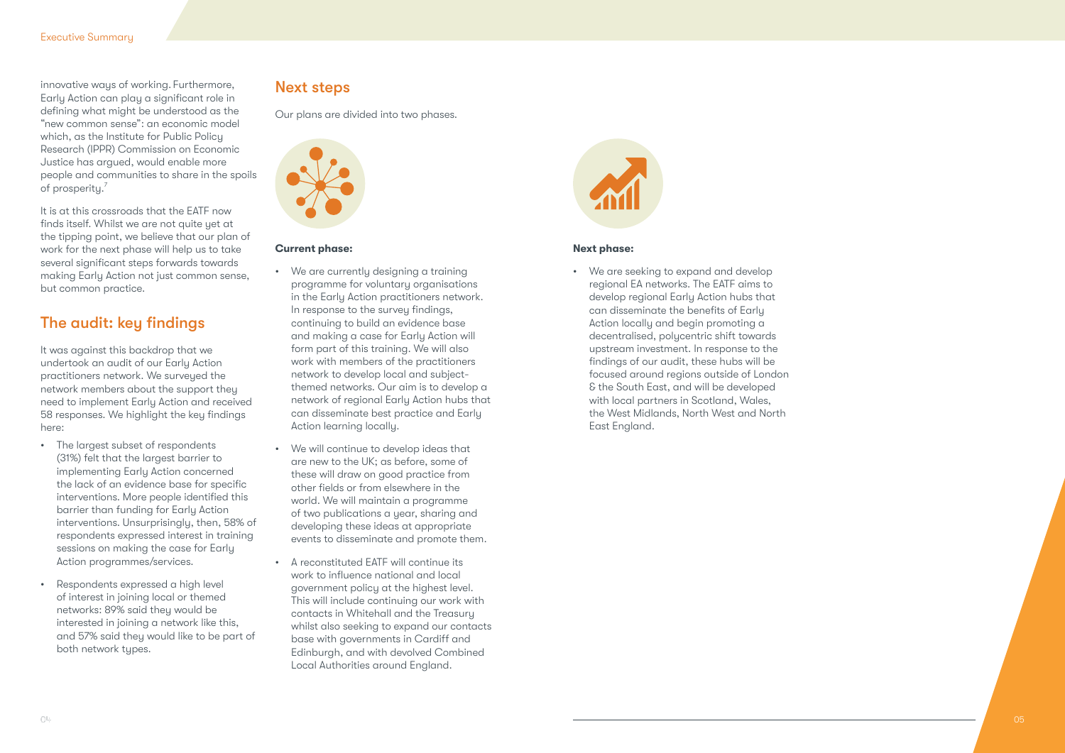innovative ways of working. Furthermore, Early Action can play a significant role in defining what might be understood as the "new common sense": an economic model which, as the Institute for Public Policy Research (IPPR) Commission on Economic Justice has argued, would enable more people and communities to share in the spoils of prosperity.[7]

It is at this crossroads that the EATF now finds itself. Whilst we are not quite yet at the tipping point, we believe that our plan of work for the next phase will help us to take several significant steps forwards towards making Early Action not just common sense, but common practice.

## The audit: key findings

It was against this backdrop that we undertook an audit of our Early Action practitioners network. We surveyed the network members about the support they need to implement Early Action and received 58 responses. We highlight the key findings here:

- The largest subset of respondents (31%) felt that the largest barrier to implementing Early Action concerned the lack of an evidence base for specific interventions. More people identified this barrier than funding for Early Action interventions. Unsurprisingly, then, 58% of respondents expressed interest in training sessions on making the case for Early Action programmes/services.
- Respondents expressed a high level of interest in joining local or themed networks: 89% said they would be interested in joining a network like this, and 57% said they would like to be part of both network types.

## Next steps

Our plans are divided into two phases.

**Current phase:**

- We are currently designing a training programme for voluntary organisations in the Early Action practitioners network. In response to the survey findings, continuing to build an evidence base and making a case for Early Action will form part of this training. We will also work with members of the practitioners network to develop local and subject-themed networks. Our aim is to develop a network of regional Early Action hubs that can disseminate best practice and Early Action learning locally.
- We will continue to develop ideas that are new to the UK; as before, some of these will draw on good practice from other fields or from elsewhere in the world. We will maintain a programme of two publications a year, sharing and developing these ideas at appropriate events to disseminate and promote them.
- A reconstituted EATF will continue its work to influence national and local government policy at the highest level. This will include continuing our work with contacts in Whitehall and the Treasury whilst also seeking to expand our contacts base with governments in Cardiff and Edinburgh, and with devolved Combined Local Authorities around England.

**Next phase:**

- We are seeking to expand and develop regional EA networks. The EATF aims to develop regional Early Action hubs that can disseminate the benefits of Early Action locally and begin promoting a decentralised, polycentric shift towards upstream investment. In response to the findings of our audit, these hubs will be focused around regions outside of London & the South East, and will be developed with local partners in Scotland, Wales, the West Midlands, North West and North East England.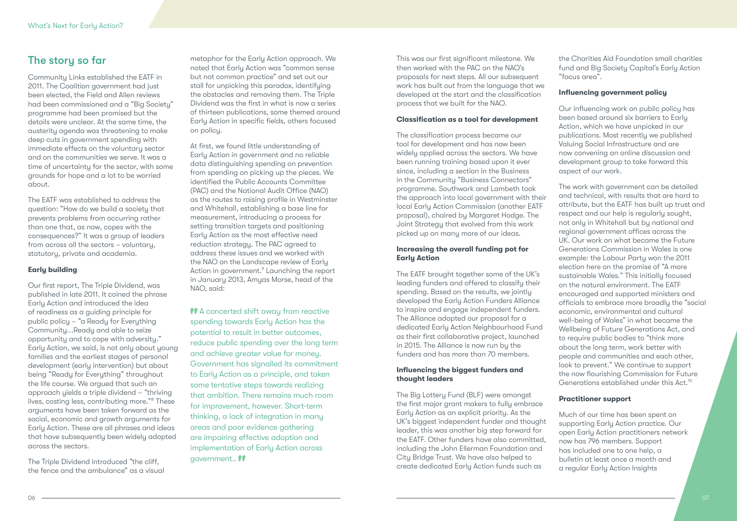## The story so far

Community Links established the EATF in 2011. The Coalition government had just been elected, the Field and Allen reviews had been commissioned and a "Big Society" programme had been promised but the details were unclear. At the same time, the austerity agenda was threatening to make deep cuts in government spending with immediate effects on the voluntary sector and on the communities we serve. It was a time of uncertainty for the sector, with some grounds for hope and a lot to be worried about.

The EATF was established to address the question: "How do we build a society that prevents problems from occurring rather than one that, as now, copes with the consequences?" It was a group of leaders from across all the sectors – voluntary, statutory, private and academia.

**Early building**

Our first report, The Triple Dividend, was published in late 2011. It coined the phrase Early Action and introduced the idea of readiness as a guiding principle for public policy – "a Ready for Everything Community...Ready and able to seize opportunity and to cope with adversity." Early Action, we said, is not only about young families and the earliest stages of personal development (early intervention) but about being "Ready for Everything" throughout the life course. We argued that such an approach yields a triple dividend – "thriving lives, costing less, contributing more."[8] These arguments have been taken forward as the social, economic and growth arguments for Early Action. These are all phrases and ideas that have subsequently been widely adopted across the sectors.

The Triple Dividend introduced "the cliff, the fence and the ambulance" as a visual metaphor for the Early Action approach. We noted that Early Action was "common sense but not common practice" and set out our stall for unpicking this paradox, identifying the obstacles and removing them. The Triple Dividend was the first in what is now a series of thirteen publications, some themed around Early Action in specific fields, others focused on policy.

At first, we found little understanding of Early Action in government and no reliable data distinguishing spending on prevention from spending on picking up the pieces. We identified the Public Accounts Committee (PAC) and the National Audit Office (NAO) as the routes to raising profile in Westminster and Whitehall, establishing a base line for measurement, introducing a process for setting transition targets and positioning Early Action as the most effective need reduction strategy. The PAC agreed to address these issues and we worked with the NAO on the Landscape review of Early Action in government.[9] Launching the report in January 2013, Amyas Morse, head of the NAO, said:

> A concerted shift away from reactive spending towards Early Action has the potential to result in better outcomes, reduce public spending over the long term and achieve greater value for money. Government has signalled its commitment to Early Action as a principle, and taken some tentative steps towards realizing that ambition. There remains much room for improvement, however. Short-term thinking, a lack of integration in many areas and poor evidence gathering are impairing effective adoption and implementation of Early Action across government..

This was our first significant milestone. We then worked with the PAC on the NAO's proposals for next steps. All our subsequent work has built out from the language that we developed at the start and the classification process that we built for the NAO.

**Classification as a tool for development**

The classification process became our tool for development and has now been widely applied across the sectors. We have been running training based upon it ever since, including a section in the Business in the Community "Business Connectors" programme. Southwark and Lambeth took the approach into local government with their local Early Action Commission (another EATF proposal), chaired by Margaret Hodge. The Joint Strategy that evolved from this work picked up on many more of our ideas.

**Increasing the overall funding pot for Early Action**

The EATF brought together some of the UK's leading funders and offered to classify their spending. Based on the results, we jointly developed the Early Action Funders Alliance to inspire and engage independent funders. The Alliance adopted our proposal for a dedicated Early Action Neighbourhood Fund as their first collaborative project, launched in 2015. The Alliance is now run by the funders and has more than 70 members.

**Influencing the biggest funders and thought leaders**

The Big Lottery Fund (BLF) were amongst the first major grant makers to fully embrace Early Action as an explicit priority. As the UK's biggest independent funder and thought leader, this was another big step forward for the EATF. Other funders have also committed, including the John Ellerman Foundation and City Bridge Trust. We have also helped to create dedicated Early Action funds such as the Charities Aid Foundation small charities fund and Big Society Capital's Early Action "focus area".

**Influencing government policy**

Our influencing work on public policy has been based around six barriers to Early Action, which we have unpicked in our publications. Most recently we published Valuing Social Infrastructure and are now convening an online discussion and development group to take forward this aspect of our work.

The work with government can be detailed and technical, with results that are hard to attribute, but the EATF has built up trust and respect and our help is regularly sought, not only in Whitehall but by national and regional government offices across the UK. Our work on what became the Future Generations Commission in Wales is one example: the Labour Party won the 2011 election here on the promise of "A more sustainable Wales." This initially focused on the natural environment. The EATF encouraged and supported ministers and officials to embrace more broadly the "social economic, environmental and cultural well-being of Wales" in what became the Wellbeing of Future Generations Act, and to require public bodies to "think more about the long term, work better with people and communities and each other, look to prevent." We continue to support the now flourishing Commission for Future Generations established under this Act.[10]

**Practitioner support**

Much of our time has been spent on supporting Early Action practice. Our open Early Action practitioners network now has 796 members. Support has included one to one help, a bulletin at least once a month and a regular Early Action Insights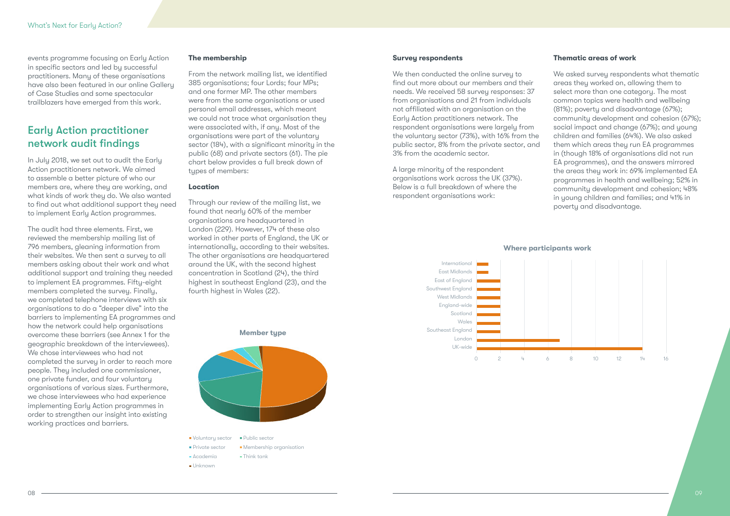events programme focusing on Early Action in specific sectors and led by successful practitioners. Many of these organisations have also been featured in our online Gallery of Case Studies and some spectacular trailblazers have emerged from this work.

## Early Action practitioner network audit findings

In July 2018, we set out to audit the Early Action practitioners network. We aimed to assemble a better picture of who our members are, where they are working, and what kinds of work they do. We also wanted to find out what additional support they need to implement Early Action programmes.

The audit had three elements. First, we reviewed the membership mailing list of 796 members, gleaning information from their websites. We then sent a survey to all members asking about their work and what additional support and training they needed to implement EA programmes. Fifty-eight members completed the survey. Finally, we completed telephone interviews with six organisations to do a "deeper dive" into the barriers to implementing EA programmes and how the network could help organisations overcome these barriers (see Annex 1 for the geographic breakdown of the interviewees). We chose interviewees who had not completed the survey in order to reach more people. They included one commissioner, one private funder, and four voluntary organisations of various sizes. Furthermore, we chose interviewees who had experience implementing Early Action programmes in order to strengthen our insight into existing working practices and barriers.

### The membership

From the network mailing list, we identified 385 organisations; four Lords; four MPs; and one former MP. The other members were from the same organisations or used personal email addresses, which meant we could not trace what organisation they were associated with, if any. Most of the organisations were part of the voluntary sector (184), with a significant minority in the public (68) and private sectors (61). The pie chart below provides a full break down of types of members:

### Location

Through our review of the mailing list, we found that nearly 60% of the member organisations are headquartered in London (229). However, 174 of these also worked in other parts of England, the UK or internationally, according to their websites. The other organisations are headquartered around the UK, with the second highest concentration in Scotland (24), the third highest in southeast England (23), and the fourth highest in Wales (22).

**Member type**

- Voluntary sector
- Public sector
- Private sector
- Membership organisation
- Academia
- Think tank
- Unknown

### Survey respondents

We then conducted the online survey to find out more about our members and their needs. We received 58 survey responses: 37 from organisations and 21 from individuals not affiliated with an organisation on the Early Action practitioners network. The respondent organisations were largely from the voluntary sector (73%), with 16% from the public sector, 8% from the private sector, and 3% from the academic sector.

A large minority of the respondent organisations work across the UK (37%). Below is a full breakdown of where the respondent organisations work:

**Where participants work**

| Area | Count |
|---|---|
| International | 1 |
| East Midlands | 1 |
| East of England | 2 |
| Southwest England | 2 |
| West Midlands | 2 |
| England-wide | 2 |
| Scotland | 2 |
| Wales | 2 |
| Southeast England | 2 |
| London | 7 |
| UK-wide | 14 |

### Thematic areas of work

We asked survey respondents what thematic areas they worked on, allowing them to select more than one category. The most common topics were health and wellbeing (81%); poverty and disadvantage (67%); community development and cohesion (67%); social impact and change (67%); and young children and families (64%). We also asked them which areas they run EA programmes in (though 18% of organisations did not run EA programmes), and the answers mirrored the areas they work in: 69% implemented EA programmes in health and wellbeing; 52% in community development and cohesion; 48% in young children and families; and 41% in poverty and disadvantage.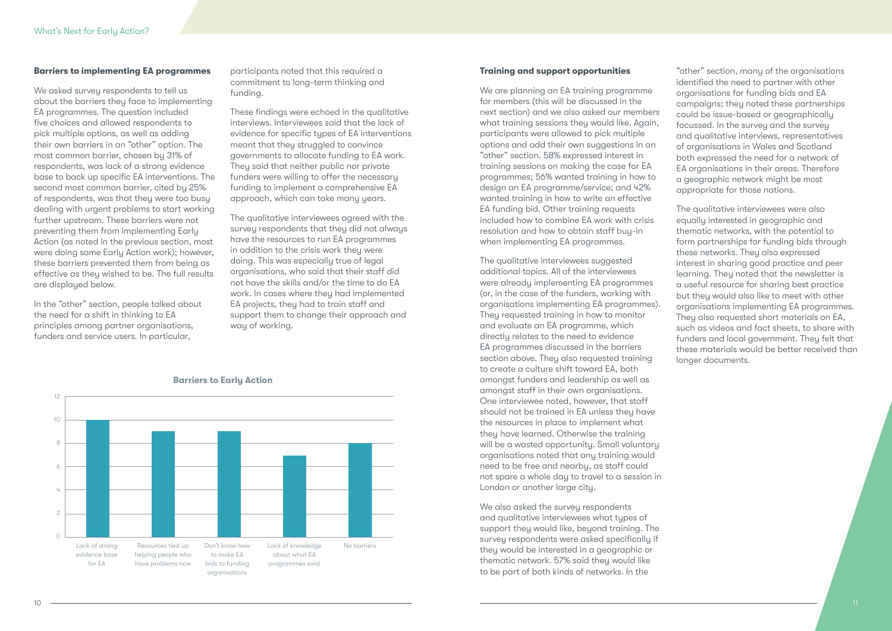### Barriers to implementing EA programmes

We asked survey respondents to tell us about the barriers they face to implementing EA programmes. The question included five choices and allowed respondents to pick multiple options, as well as adding their own barriers in an "other" option. The most common barrier, chosen by 31% of respondents, was lack of a strong evidence base to back up specific EA interventions. The second most common barrier, cited by 25% of respondents, was that they were too busy dealing with urgent problems to start working further upstream. These barriers were not preventing them from implementing Early Action (as noted in the previous section, most were doing some Early Action work); however, these barriers prevented them from being as effective as they wished to be. The full results are displayed below.

In the "other" section, people talked about the need for a shift in thinking to EA principles among partner organisations, funders and service users. In particular, participants noted that this required a commitment to long-term thinking and funding.

These findings were echoed in the qualitative interviews. Interviewees said that the lack of evidence for specific types of EA interventions meant that they struggled to convince governments to allocate funding to EA work. They said that neither public nor private funders were willing to offer the necessary funding to implement a comprehensive EA approach, which can take many years.

The qualitative interviewees agreed with the survey respondents that they did not always have the resources to run EA programmes in addition to the crisis work they were doing. This was especially true of legal organisations, who said that their staff did not have the skills and/or the time to do EA work. In cases where they had implemented EA projects, they had to train staff and support them to change their approach and way of working.

**Barriers to Early Action**

| Barrier | Responses |
|---|---|
| Lack of strong evidence base for EA | 10 |
| Resources tied up helping people who have problems now | 9 |
| Don't know how to make EA bids to funding organisations | 9 |
| Lack of knowledge about what EA programmes exist | 7 |
| No barriers | 8 |

### Training and support opportunities

We are planning an EA training programme for members (this will be discussed in the next section) and we also asked our members what training sessions they would like. Again, participants were allowed to pick multiple options and add their own suggestions in an "other" section. 58% expressed interest in training sessions on making the case for EA programmes; 56% wanted training in how to design an EA programme/service; and 42% wanted training in how to write an effective EA funding bid. Other training requests included how to combine EA work with crisis resolution and how to obtain staff buy-in when implementing EA programmes.

The qualitative interviewees suggested additional topics. All of the interviewees were already implementing EA programmes (or, in the case of the funders, working with organisations implementing EA programmes). They requested training in how to monitor and evaluate an EA programme, which directly relates to the need to evidence EA programmes discussed in the barriers section above. They also requested training to create a culture shift toward EA, both amongst funders and leadership as well as amongst staff in their own organisations. One interviewee noted, however, that staff should not be trained in EA unless they have the resources in place to implement what they have learned. Otherwise the training will be a wasted opportunity. Small voluntary organisations noted that any training would need to be free and nearby, as staff could not spare a whole day to travel to a session in London or another large city.

We also asked the survey respondents and qualitative interviewees what types of support they would like, beyond training. The survey respondents were asked specifically if they would be interested in a geographic or thematic network. 57% said they would like to be part of both kinds of networks. In the "other" section, many of the organisations identified the need to partner with other organisations for funding bids and EA campaigns; they noted these partnerships could be issue-based or geographically focussed. In the survey and the survey and qualitative interviews, representatives of organisations in Wales and Scotland both expressed the need for a network of EA organisations in their areas. Therefore a geographic network might be most appropriate for those nations.

The qualitative interviewees were also equally interested in geographic and thematic networks, with the potential to form partnerships for funding bids through these networks. They also expressed interest in sharing good practice and peer learning. They noted that the newsletter is a useful resource for sharing best practice but they would also like to meet with other organisations implementing EA programmes. They also requested short materials on EA, such as videos and fact sheets, to share with funders and local government. They felt that these materials would be better received than longer documents.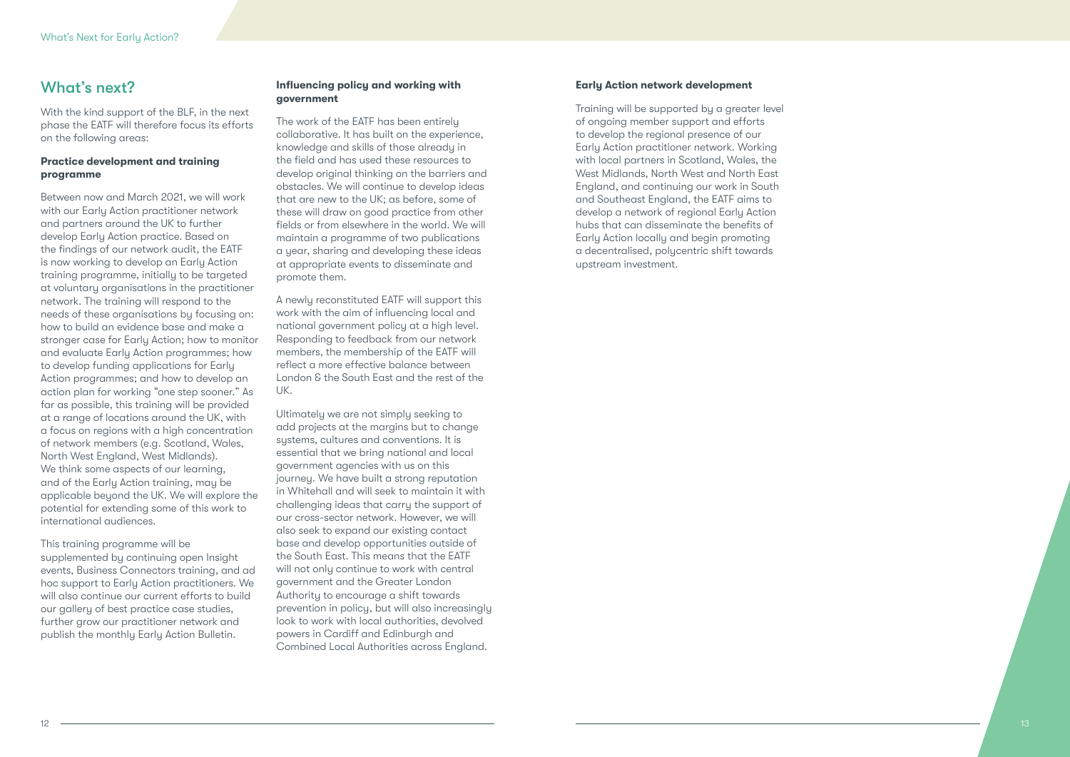## What's next?

With the kind support of the BLF, in the next phase the EATF will therefore focus its efforts on the following areas:

**Practice development and training programme**

Between now and March 2021, we will work with our Early Action practitioner network and partners around the UK to further develop Early Action practice. Based on the findings of our network audit, the EATF is now working to develop an Early Action training programme, initially to be targeted at voluntary organisations in the practitioner network. The training will respond to the needs of these organisations by focusing on: how to build an evidence base and make a stronger case for Early Action; how to monitor and evaluate Early Action programmes; how to develop funding applications for Early Action programmes; and how to develop an action plan for working "one step sooner." As far as possible, this training will be provided at a range of locations around the UK, with a focus on regions with a high concentration of network members (e.g. Scotland, Wales, North West England, West Midlands). We think some aspects of our learning, and of the Early Action training, may be applicable beyond the UK. We will explore the potential for extending some of this work to international audiences.

This training programme will be supplemented by continuing open Insight events, Business Connectors training, and ad hoc support to Early Action practitioners. We will also continue our current efforts to build our gallery of best practice case studies, further grow our practitioner network and publish the monthly Early Action Bulletin.

**Influencing policy and working with government**

The work of the EATF has been entirely collaborative. It has built on the experience, knowledge and skills of those already in the field and has used these resources to develop original thinking on the barriers and obstacles. We will continue to develop ideas that are new to the UK; as before, some of these will draw on good practice from other fields or from elsewhere in the world. We will maintain a programme of two publications a year, sharing and developing these ideas at appropriate events to disseminate and promote them.

A newly reconstituted EATF will support this work with the aim of influencing local and national government policy at a high level. Responding to feedback from our network members, the membership of the EATF will reflect a more effective balance between London & the South East and the rest of the UK.

Ultimately we are not simply seeking to add projects at the margins but to change systems, cultures and conventions. It is essential that we bring national and local government agencies with us on this journey. We have built a strong reputation in Whitehall and will seek to maintain it with challenging ideas that carry the support of our cross-sector network. However, we will also seek to expand our existing contact base and develop opportunities outside of the South East. This means that the EATF will not only continue to work with central government and the Greater London Authority to encourage a shift towards prevention in policy, but will also increasingly look to work with local authorities, devolved powers in Cardiff and Edinburgh and Combined Local Authorities across England.

**Early Action network development**

Training will be supported by a greater level of ongoing member support and efforts to develop the regional presence of our Early Action practitioner network. Working with local partners in Scotland, Wales, the West Midlands, North West and North East England, and continuing our work in South and Southeast England, the EATF aims to develop a network of regional Early Action hubs that can disseminate the benefits of Early Action locally and begin promoting a decentralised, polycentric shift towards upstream investment.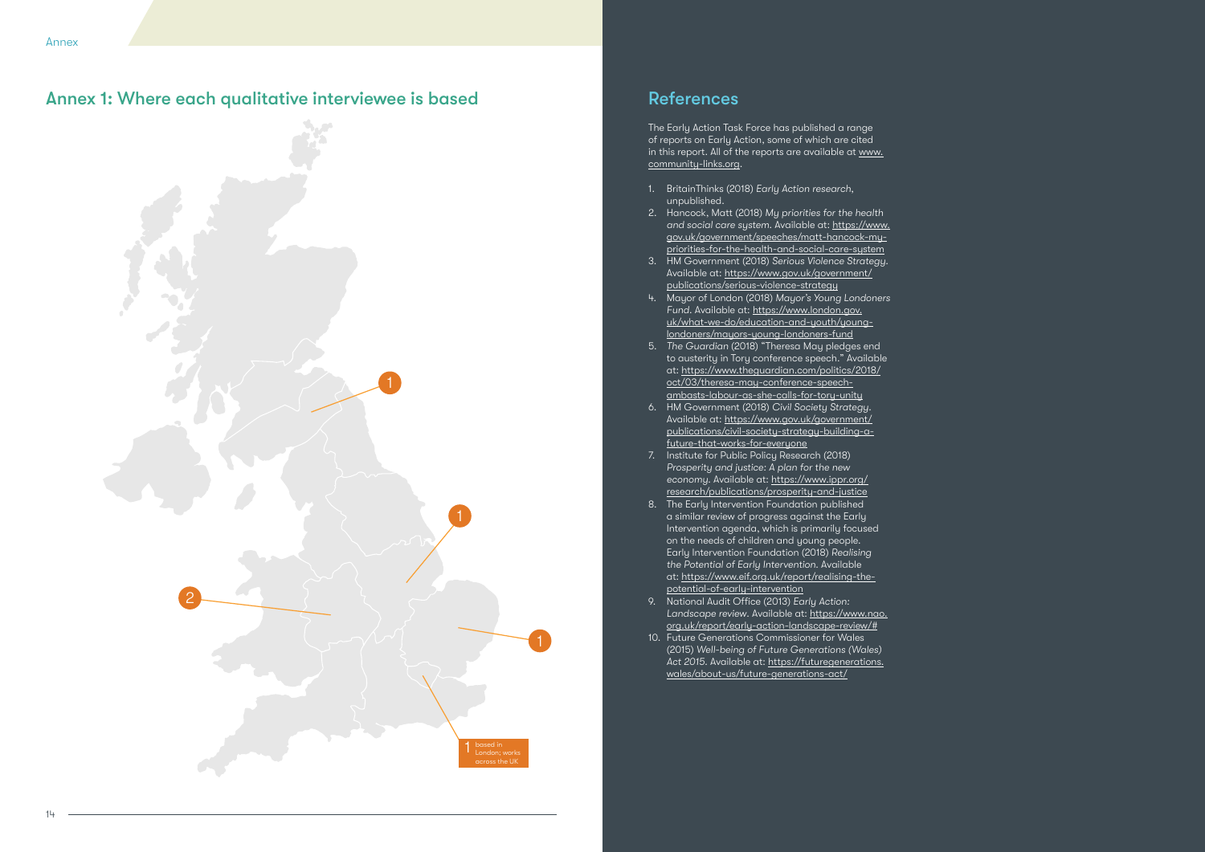## Annex 1: Where each qualitative interviewee is based

1

1

2

1

1 based in London; works across the UK

## References

The Early Action Task Force has published a range of reports on Early Action, some of which are cited in this report. All of the reports are available at www.community-links.org.

1. BritainThinks (2018) *Early Action research*, unpublished.
2. Hancock, Matt (2018) *My priorities for the health and social care system*. Available at: https://www.gov.uk/government/speeches/matt-hancock-my-priorities-for-the-health-and-social-care-system
3. HM Government (2018) *Serious Violence Strategy*. Available at: https://www.gov.uk/government/publications/serious-violence-strategy
4. Mayor of London (2018) *Mayor's Young Londoners Fund*. Available at: https://www.london.gov.uk/what-we-do/education-and-youth/young-londoners/mayors-young-londoners-fund
5. *The Guardian* (2018) "Theresa May pledges end to austerity in Tory conference speech." Available at: https://www.theguardian.com/politics/2018/oct/03/theresa-may-conference-speech-ambasts-labour-as-she-calls-for-tory-unity
6. HM Government (2018) *Civil Society Strategy*. Available at: https://www.gov.uk/government/publications/civil-society-strategy-building-a-future-that-works-for-everyone
7. Institute for Public Policy Research (2018) *Prosperity and justice: A plan for the new economy*. Available at: https://www.ippr.org/research/publications/prosperity-and-justice
8. The Early Intervention Foundation published a similar review of progress against the Early Intervention agenda, which is primarily focused on the needs of children and young people. Early Intervention Foundation (2018) *Realising the Potential of Early Intervention*. Available at: https://www.eif.org.uk/report/realising-the-potential-of-early-intervention
9. National Audit Office (2013) *Early Action: Landscape review*. Available at: https://www.nao.org.uk/report/early-action-landscape-review/#
10. Future Generations Commissioner for Wales (2015) *Well-being of Future Generations (Wales) Act 2015*. Available at: https://futuregenerations.wales/about-us/future-generations-act/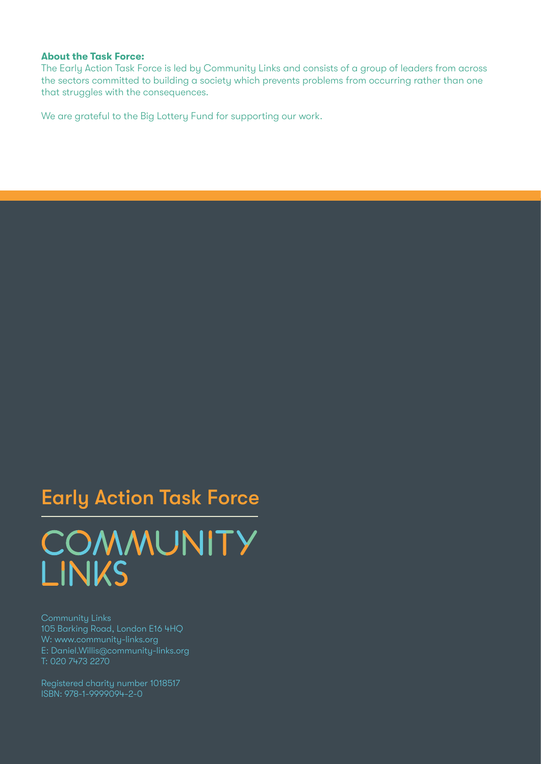**About the Task Force:**
The Early Action Task Force is led by Community Links and consists of a group of leaders from across the sectors committed to building a society which prevents problems from occurring rather than one that struggles with the consequences.

We are grateful to the Big Lottery Fund for supporting our work.

## Early Action Task Force

COMMUNITY LINKS

Community Links
105 Barking Road, London E16 4HQ
W: www.community-links.org
E: Daniel.Willis@community-links.org
T: 020 7473 2270

Registered charity number 1018517
ISBN: 978-1-9999094-2-0